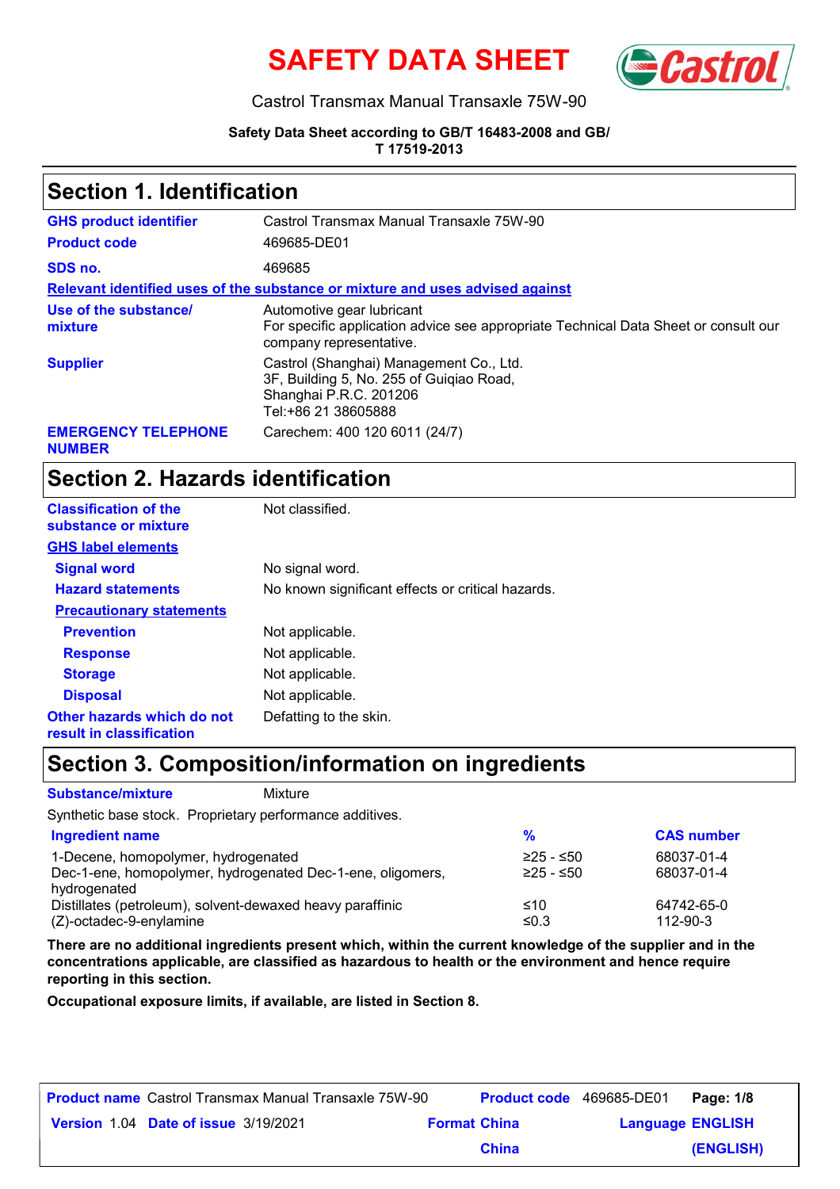# SAFETY DATA SHEET

Castrol Transmax Manual Transaxle 75W-90

**Safety Data Sheet according to GB/T 16483-2008 and GB/T 17519-2013**

## Section 1. Identification

| | |
|---|---|
| **GHS product identifier** | Castrol Transmax Manual Transaxle 75W-90 |
| **Product code** | 469685-DE01 |
| **SDS no.** | 469685 |

**Relevant identified uses of the substance or mixture and uses advised against**

| | |
|---|---|
| **Use of the substance/ mixture** | Automotive gear lubricant<br>For specific application advice see appropriate Technical Data Sheet or consult our company representative. |
| **Supplier** | Castrol (Shanghai) Management Co., Ltd.<br>3F, Building 5, No. 255 of Guiqiao Road,<br>Shanghai P.R.C. 201206<br>Tel:+86 21 38605888 |
| **EMERGENCY TELEPHONE NUMBER** | Carechem: 400 120 6011 (24/7) |

## Section 2. Hazards identification

| | |
|---|---|
| **Classification of the substance or mixture** | Not classified. |

**GHS label elements**

| | |
|---|---|
| **Signal word** | No signal word. |
| **Hazard statements** | No known significant effects or critical hazards. |

**Precautionary statements**

| | |
|---|---|
| **Prevention** | Not applicable. |
| **Response** | Not applicable. |
| **Storage** | Not applicable. |
| **Disposal** | Not applicable. |
| **Other hazards which do not result in classification** | Defatting to the skin. |

## Section 3. Composition/information on ingredients

**Substance/mixture** Mixture

Synthetic base stock. Proprietary performance additives.

| Ingredient name | % | CAS number |
|---|---|---|
| 1-Decene, homopolymer, hydrogenated | ≥25 - ≤50 | 68037-01-4 |
| Dec-1-ene, homopolymer, hydrogenated Dec-1-ene, oligomers, hydrogenated | ≥25 - ≤50 | 68037-01-4 |
| Distillates (petroleum), solvent-dewaxed heavy paraffinic | ≤10 | 64742-65-0 |
| (Z)-octadec-9-enylamine | ≤0.3 | 112-90-3 |

**There are no additional ingredients present which, within the current knowledge of the supplier and in the concentrations applicable, are classified as hazardous to health or the environment and hence require reporting in this section.**

**Occupational exposure limits, if available, are listed in Section 8.**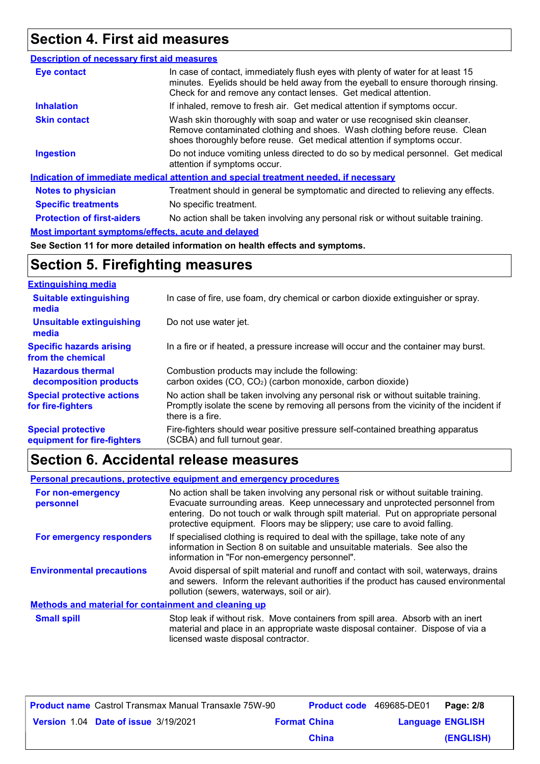## Section 4. First aid measures

**Description of necessary first aid measures**

| | |
|---|---|
| **Eye contact** | In case of contact, immediately flush eyes with plenty of water for at least 15 minutes. Eyelids should be held away from the eyeball to ensure thorough rinsing. Check for and remove any contact lenses. Get medical attention. |
| **Inhalation** | If inhaled, remove to fresh air. Get medical attention if symptoms occur. |
| **Skin contact** | Wash skin thoroughly with soap and water or use recognised skin cleanser. Remove contaminated clothing and shoes. Wash clothing before reuse. Clean shoes thoroughly before reuse. Get medical attention if symptoms occur. |
| **Ingestion** | Do not induce vomiting unless directed to do so by medical personnel. Get medical attention if symptoms occur. |

**Indication of immediate medical attention and special treatment needed, if necessary**

| | |
|---|---|
| **Notes to physician** | Treatment should in general be symptomatic and directed to relieving any effects. |
| **Specific treatments** | No specific treatment. |
| **Protection of first-aiders** | No action shall be taken involving any personal risk or without suitable training. |

**Most important symptoms/effects, acute and delayed**

**See Section 11 for more detailed information on health effects and symptoms.**

## Section 5. Firefighting measures

**Extinguishing media**

| | |
|---|---|
| **Suitable extinguishing media** | In case of fire, use foam, dry chemical or carbon dioxide extinguisher or spray. |
| **Unsuitable extinguishing media** | Do not use water jet. |
| **Specific hazards arising from the chemical** | In a fire or if heated, a pressure increase will occur and the container may burst. |
| **Hazardous thermal decomposition products** | Combustion products may include the following:<br>carbon oxides ($CO$, $CO_2$) (carbon monoxide, carbon dioxide) |
| **Special protective actions for fire-fighters** | No action shall be taken involving any personal risk or without suitable training. Promptly isolate the scene by removing all persons from the vicinity of the incident if there is a fire. |
| **Special protective equipment for fire-fighters** | Fire-fighters should wear positive pressure self-contained breathing apparatus (SCBA) and full turnout gear. |

## Section 6. Accidental release measures

**Personal precautions, protective equipment and emergency procedures**

| | |
|---|---|
| **For non-emergency personnel** | No action shall be taken involving any personal risk or without suitable training. Evacuate surrounding areas. Keep unnecessary and unprotected personnel from entering. Do not touch or walk through spilt material. Put on appropriate personal protective equipment. Floors may be slippery; use care to avoid falling. |
| **For emergency responders** | If specialised clothing is required to deal with the spillage, take note of any information in Section 8 on suitable and unsuitable materials. See also the information in "For non-emergency personnel". |
| **Environmental precautions** | Avoid dispersal of spilt material and runoff and contact with soil, waterways, drains and sewers. Inform the relevant authorities if the product has caused environmental pollution (sewers, waterways, soil or air). |

**Methods and material for containment and cleaning up**

| | |
|---|---|
| **Small spill** | Stop leak if without risk. Move containers from spill area. Absorb with an inert material and place in an appropriate waste disposal container. Dispose of via a licensed waste disposal contractor. |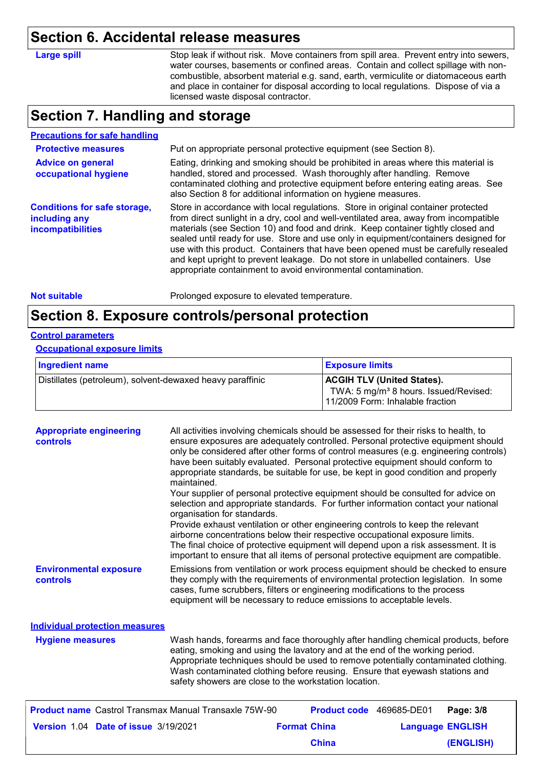## Section 6. Accidental release measures

**Large spill**

Stop leak if without risk. Move containers from spill area. Prevent entry into sewers, water courses, basements or confined areas. Contain and collect spillage with non-combustible, absorbent material e.g. sand, earth, vermiculite or diatomaceous earth and place in container for disposal according to local regulations. Dispose of via a licensed waste disposal contractor.

## Section 7. Handling and storage

### Precautions for safe handling

**Protective measures**

Put on appropriate personal protective equipment (see Section 8).

**Advice on general occupational hygiene**

Eating, drinking and smoking should be prohibited in areas where this material is handled, stored and processed. Wash thoroughly after handling. Remove contaminated clothing and protective equipment before entering eating areas. See also Section 8 for additional information on hygiene measures.

**Conditions for safe storage, including any incompatibilities**

Store in accordance with local regulations. Store in original container protected from direct sunlight in a dry, cool and well-ventilated area, away from incompatible materials (see Section 10) and food and drink. Keep container tightly closed and sealed until ready for use. Store and use only in equipment/containers designed for use with this product. Containers that have been opened must be carefully resealed and kept upright to prevent leakage. Do not store in unlabelled containers. Use appropriate containment to avoid environmental contamination.

**Not suitable**

Prolonged exposure to elevated temperature.

## Section 8. Exposure controls/personal protection

### Control parameters

#### Occupational exposure limits

| Ingredient name | Exposure limits |
| --- | --- |
| Distillates (petroleum), solvent-dewaxed heavy paraffinic | **ACGIH TLV (United States).** TWA: 5 mg/m³ 8 hours. Issued/Revised: 11/2009 Form: Inhalable fraction |

**Appropriate engineering controls**

All activities involving chemicals should be assessed for their risks to health, to ensure exposures are adequately controlled. Personal protective equipment should only be considered after other forms of control measures (e.g. engineering controls) have been suitably evaluated. Personal protective equipment should conform to appropriate standards, be suitable for use, be kept in good condition and properly maintained.
Your supplier of personal protective equipment should be consulted for advice on selection and appropriate standards. For further information contact your national organisation for standards.
Provide exhaust ventilation or other engineering controls to keep the relevant airborne concentrations below their respective occupational exposure limits.
The final choice of protective equipment will depend upon a risk assessment. It is important to ensure that all items of personal protective equipment are compatible.

**Environmental exposure controls**

Emissions from ventilation or work process equipment should be checked to ensure they comply with the requirements of environmental protection legislation. In some cases, fume scrubbers, filters or engineering modifications to the process equipment will be necessary to reduce emissions to acceptable levels.

### Individual protection measures

**Hygiene measures**

Wash hands, forearms and face thoroughly after handling chemical products, before eating, smoking and using the lavatory and at the end of the working period. Appropriate techniques should be used to remove potentially contaminated clothing. Wash contaminated clothing before reusing. Ensure that eyewash stations and safety showers are close to the workstation location.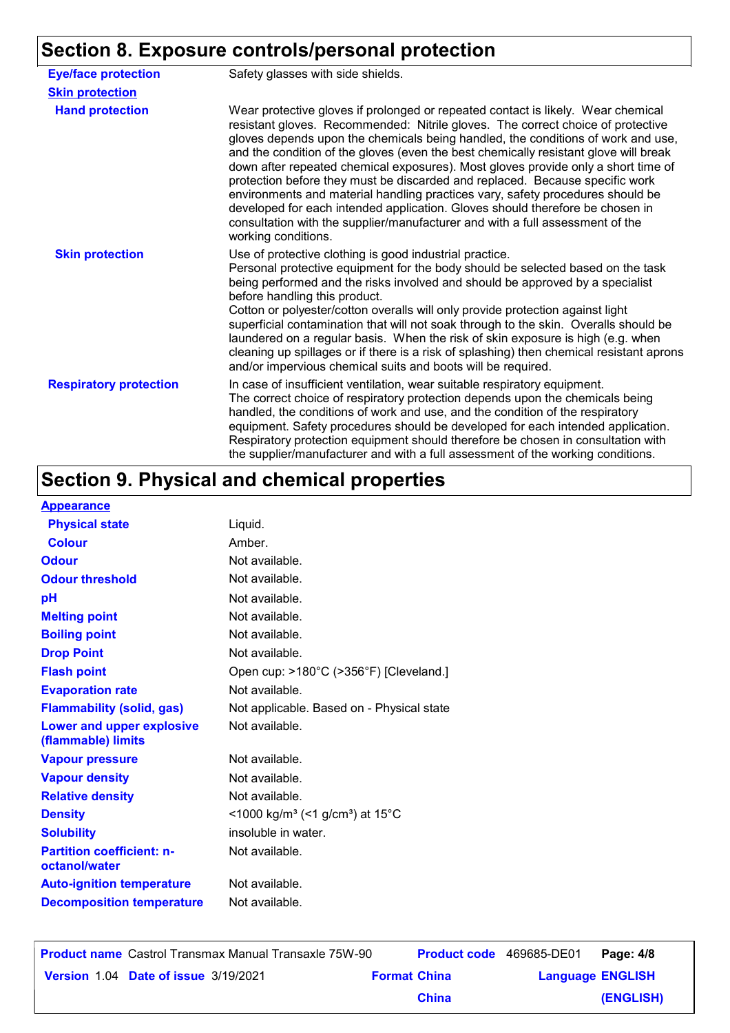## Section 8. Exposure controls/personal protection

| | |
|---|---|
| **Eye/face protection** | Safety glasses with side shields. |
| **Skin protection** | |
| **Hand protection** | Wear protective gloves if prolonged or repeated contact is likely. Wear chemical resistant gloves. Recommended: Nitrile gloves. The correct choice of protective gloves depends upon the chemicals being handled, the conditions of work and use, and the condition of the gloves (even the best chemically resistant glove will break down after repeated chemical exposures). Most gloves provide only a short time of protection before they must be discarded and replaced. Because specific work environments and material handling practices vary, safety procedures should be developed for each intended application. Gloves should therefore be chosen in consultation with the supplier/manufacturer and with a full assessment of the working conditions. |
| **Skin protection** | Use of protective clothing is good industrial practice. Personal protective equipment for the body should be selected based on the task being performed and the risks involved and should be approved by a specialist before handling this product. Cotton or polyester/cotton overalls will only provide protection against light superficial contamination that will not soak through to the skin. Overalls should be laundered on a regular basis. When the risk of skin exposure is high (e.g. when cleaning up spillages or if there is a risk of splashing) then chemical resistant aprons and/or impervious chemical suits and boots will be required. |
| **Respiratory protection** | In case of insufficient ventilation, wear suitable respiratory equipment. The correct choice of respiratory protection depends upon the chemicals being handled, the conditions of work and use, and the condition of the respiratory equipment. Safety procedures should be developed for each intended application. Respiratory protection equipment should therefore be chosen in consultation with the supplier/manufacturer and with a full assessment of the working conditions. |

## Section 9. Physical and chemical properties

| | |
|---|---|
| **Appearance** | |
| **Physical state** | Liquid. |
| **Colour** | Amber. |
| **Odour** | Not available. |
| **Odour threshold** | Not available. |
| **pH** | Not available. |
| **Melting point** | Not available. |
| **Boiling point** | Not available. |
| **Drop Point** | Not available. |
| **Flash point** | Open cup: >180°C (>356°F) [Cleveland.] |
| **Evaporation rate** | Not available. |
| **Flammability (solid, gas)** | Not applicable. Based on - Physical state |
| **Lower and upper explosive (flammable) limits** | Not available. |
| **Vapour pressure** | Not available. |
| **Vapour density** | Not available. |
| **Relative density** | Not available. |
| **Density** | <1000 kg/m³ (<1 g/cm³) at 15°C |
| **Solubility** | insoluble in water. |
| **Partition coefficient: n-octanol/water** | Not available. |
| **Auto-ignition temperature** | Not available. |
| **Decomposition temperature** | Not available. |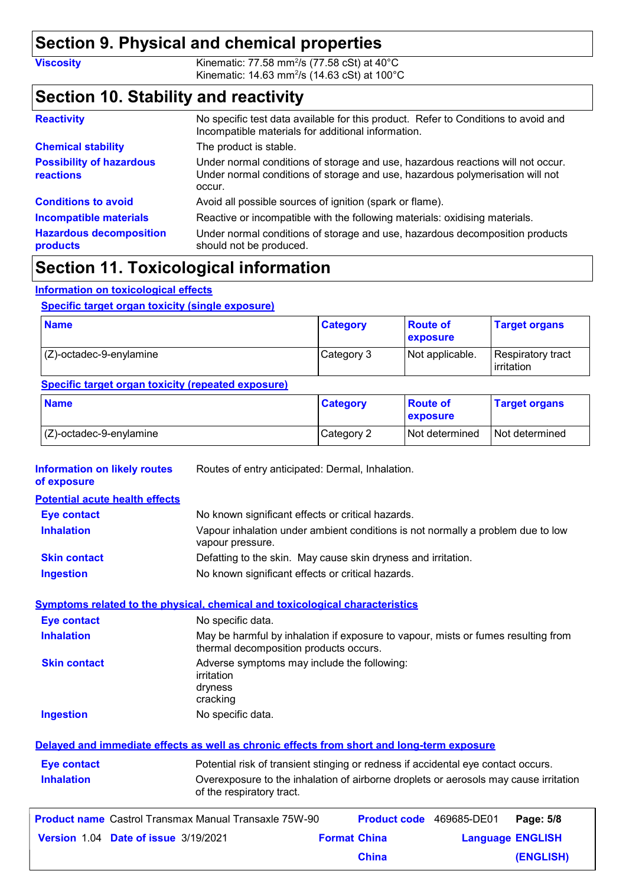## Section 9. Physical and chemical properties

**Viscosity** Kinematic: 77.58 $mm^2/s$ (77.58 cSt) at 40°C
Kinematic: 14.63 $mm^2/s$ (14.63 cSt) at 100°C

## Section 10. Stability and reactivity

**Reactivity** No specific test data available for this product. Refer to Conditions to avoid and Incompatible materials for additional information.

**Chemical stability** The product is stable.

**Possibility of hazardous reactions** Under normal conditions of storage and use, hazardous reactions will not occur. Under normal conditions of storage and use, hazardous polymerisation will not occur.

**Conditions to avoid** Avoid all possible sources of ignition (spark or flame).

**Incompatible materials** Reactive or incompatible with the following materials: oxidising materials.

**Hazardous decomposition products** Under normal conditions of storage and use, hazardous decomposition products should not be produced.

## Section 11. Toxicological information

### Information on toxicological effects

**Specific target organ toxicity (single exposure)**

| Name | Category | Route of exposure | Target organs |
|---|---|---|---|
| (Z)-octadec-9-enylamine | Category 3 | Not applicable. | Respiratory tract irritation |

**Specific target organ toxicity (repeated exposure)**

| Name | Category | Route of exposure | Target organs |
|---|---|---|---|
| (Z)-octadec-9-enylamine | Category 2 | Not determined | Not determined |

**Information on likely routes of exposure** Routes of entry anticipated: Dermal, Inhalation.

**Potential acute health effects**

**Eye contact** No known significant effects or critical hazards.

**Inhalation** Vapour inhalation under ambient conditions is not normally a problem due to low vapour pressure.

**Skin contact** Defatting to the skin. May cause skin dryness and irritation.

**Ingestion** No known significant effects or critical hazards.

**Symptoms related to the physical, chemical and toxicological characteristics**

**Eye contact** No specific data.

**Inhalation** May be harmful by inhalation if exposure to vapour, mists or fumes resulting from thermal decomposition products occurs.

**Skin contact** Adverse symptoms may include the following:
irritation
dryness
cracking

**Ingestion** No specific data.

**Delayed and immediate effects as well as chronic effects from short and long-term exposure**

**Eye contact** Potential risk of transient stinging or redness if accidental eye contact occurs.

**Inhalation** Overexposure to the inhalation of airborne droplets or aerosols may cause irritation of the respiratory tract.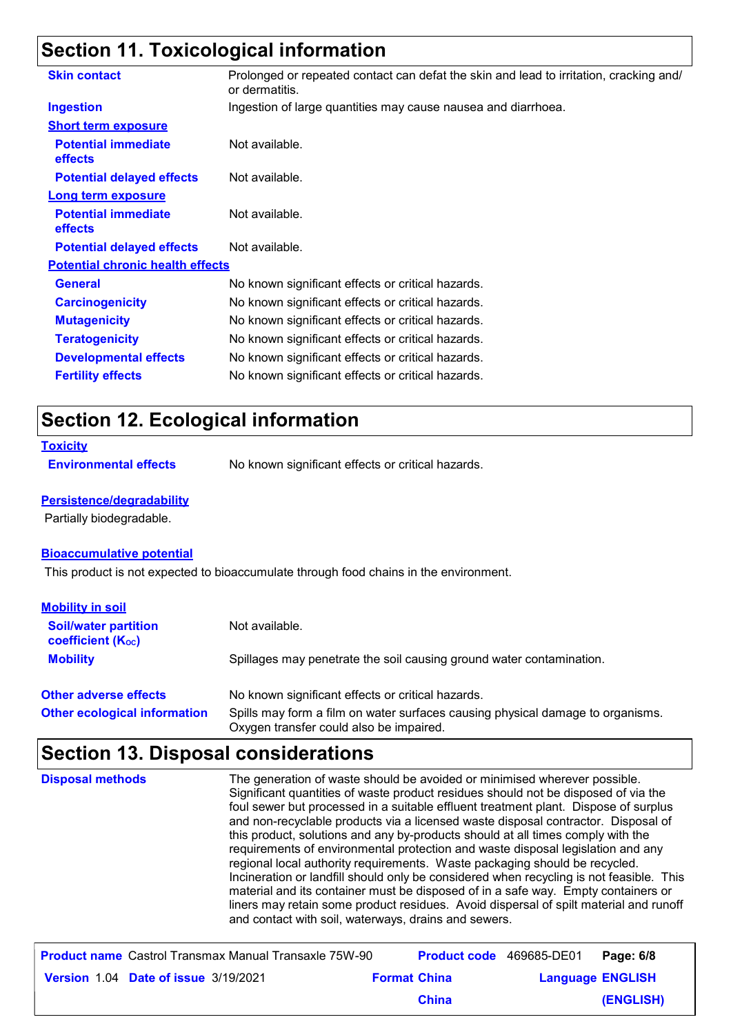## Section 11. Toxicological information

| | |
|---|---|
| **Skin contact** | Prolonged or repeated contact can defat the skin and lead to irritation, cracking and/ or dermatitis. |
| **Ingestion** | Ingestion of large quantities may cause nausea and diarrhoea. |

**Short term exposure**

| | |
|---|---|
| **Potential immediate effects** | Not available. |
| **Potential delayed effects** | Not available. |

**Long term exposure**

| | |
|---|---|
| **Potential immediate effects** | Not available. |
| **Potential delayed effects** | Not available. |

**Potential chronic health effects**

| | |
|---|---|
| **General** | No known significant effects or critical hazards. |
| **Carcinogenicity** | No known significant effects or critical hazards. |
| **Mutagenicity** | No known significant effects or critical hazards. |
| **Teratogenicity** | No known significant effects or critical hazards. |
| **Developmental effects** | No known significant effects or critical hazards. |
| **Fertility effects** | No known significant effects or critical hazards. |

## Section 12. Ecological information

**Toxicity**

| | |
|---|---|
| **Environmental effects** | No known significant effects or critical hazards. |

**Persistence/degradability**

Partially biodegradable.

**Bioaccumulative potential**

This product is not expected to bioaccumulate through food chains in the environment.

**Mobility in soil**

| | |
|---|---|
| **Soil/water partition coefficient ($K_{OC}$)** | Not available. |
| **Mobility** | Spillages may penetrate the soil causing ground water contamination. |

| | |
|---|---|
| **Other adverse effects** | No known significant effects or critical hazards. |
| **Other ecological information** | Spills may form a film on water surfaces causing physical damage to organisms. Oxygen transfer could also be impaired. |

## Section 13. Disposal considerations

| | |
|---|---|
| **Disposal methods** | The generation of waste should be avoided or minimised wherever possible. Significant quantities of waste product residues should not be disposed of via the foul sewer but processed in a suitable effluent treatment plant. Dispose of surplus and non-recyclable products via a licensed waste disposal contractor. Disposal of this product, solutions and any by-products should at all times comply with the requirements of environmental protection and waste disposal legislation and any regional local authority requirements. Waste packaging should be recycled. Incineration or landfill should only be considered when recycling is not feasible. This material and its container must be disposed of in a safe way. Empty containers or liners may retain some product residues. Avoid dispersal of spilt material and runoff and contact with soil, waterways, drains and sewers. |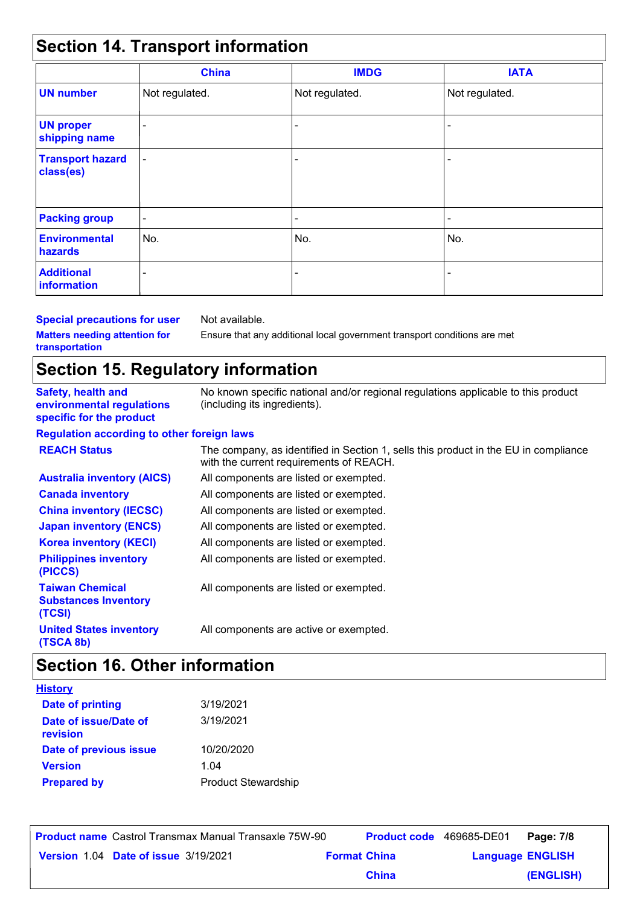## Section 14. Transport information

| | China | IMDG | IATA |
|---|---|---|---|
| **UN number** | Not regulated. | Not regulated. | Not regulated. |
| **UN proper shipping name** | - | - | - |
| **Transport hazard class(es)** | - | - | - |
| **Packing group** | - | - | - |
| **Environmental hazards** | No. | No. | No. |
| **Additional information** | - | - | - |

**Special precautions for user** Not available.

**Matters needing attention for transportation** Ensure that any additional local government transport conditions are met

## Section 15. Regulatory information

**Safety, health and environmental regulations specific for the product** No known specific national and/or regional regulations applicable to this product (including its ingredients).

**Regulation according to other foreign laws**

| | |
|---|---|
| **REACH Status** | The company, as identified in Section 1, sells this product in the EU in compliance with the current requirements of REACH. |
| **Australia inventory (AICS)** | All components are listed or exempted. |
| **Canada inventory** | All components are listed or exempted. |
| **China inventory (IECSC)** | All components are listed or exempted. |
| **Japan inventory (ENCS)** | All components are listed or exempted. |
| **Korea inventory (KECI)** | All components are listed or exempted. |
| **Philippines inventory (PICCS)** | All components are listed or exempted. |
| **Taiwan Chemical Substances Inventory (TCSI)** | All components are listed or exempted. |
| **United States inventory (TSCA 8b)** | All components are active or exempted. |

## Section 16. Other information

**History**

| | |
|---|---|
| **Date of printing** | 3/19/2021 |
| **Date of issue/Date of revision** | 3/19/2021 |
| **Date of previous issue** | 10/20/2020 |
| **Version** | 1.04 |
| **Prepared by** | Product Stewardship |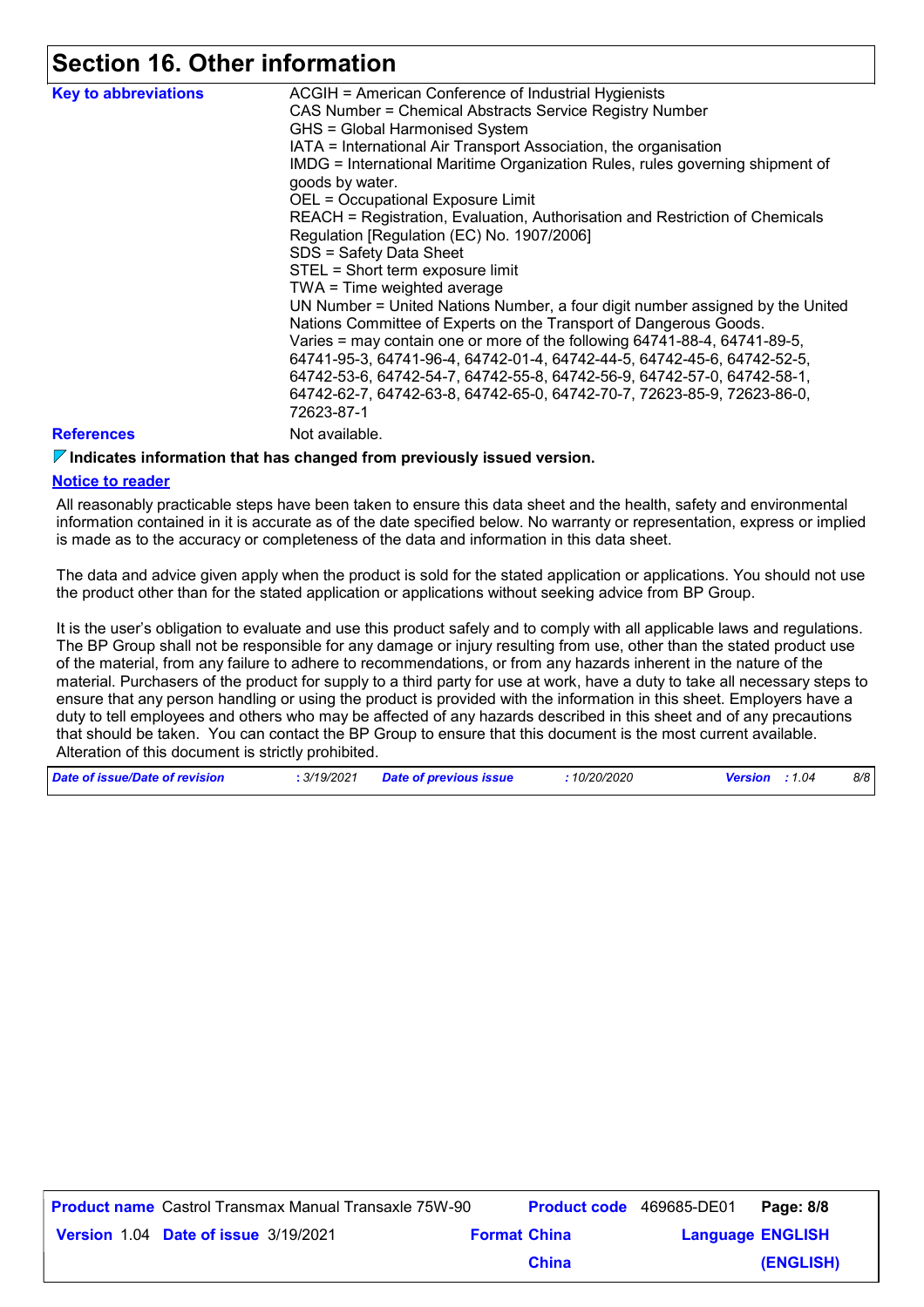# Section 16. Other information

**Key to abbreviations**

ACGIH = American Conference of Industrial Hygienists
CAS Number = Chemical Abstracts Service Registry Number
GHS = Global Harmonised System
IATA = International Air Transport Association, the organisation
IMDG = International Maritime Organization Rules, rules governing shipment of goods by water.
OEL = Occupational Exposure Limit
REACH = Registration, Evaluation, Authorisation and Restriction of Chemicals Regulation [Regulation (EC) No. 1907/2006]
SDS = Safety Data Sheet
STEL = Short term exposure limit
TWA = Time weighted average
UN Number = United Nations Number, a four digit number assigned by the United Nations Committee of Experts on the Transport of Dangerous Goods.
Varies = may contain one or more of the following 64741-88-4, 64741-89-5, 64741-95-3, 64741-96-4, 64742-01-4, 64742-44-5, 64742-45-6, 64742-52-5, 64742-53-6, 64742-54-7, 64742-55-8, 64742-56-9, 64742-57-0, 64742-58-1, 64742-62-7, 64742-63-8, 64742-65-0, 64742-70-7, 72623-85-9, 72623-86-0, 72623-87-1

**References** Not available.

**Indicates information that has changed from previously issued version.**

**Notice to reader**

All reasonably practicable steps have been taken to ensure this data sheet and the health, safety and environmental information contained in it is accurate as of the date specified below. No warranty or representation, express or implied is made as to the accuracy or completeness of the data and information in this data sheet.

The data and advice given apply when the product is sold for the stated application or applications. You should not use the product other than for the stated application or applications without seeking advice from BP Group.

It is the user's obligation to evaluate and use this product safely and to comply with all applicable laws and regulations. The BP Group shall not be responsible for any damage or injury resulting from use, other than the stated product use of the material, from any failure to adhere to recommendations, or from any hazards inherent in the nature of the material. Purchasers of the product for supply to a third party for use at work, have a duty to take all necessary steps to ensure that any person handling or using the product is provided with the information in this sheet. Employers have a duty to tell employees and others who may be affected of any hazards described in this sheet and of any precautions that should be taken. You can contact the BP Group to ensure that this document is the most current available. Alteration of this document is strictly prohibited.

*Date of issue/Date of revision : 3/19/2021 Date of previous issue : 10/20/2020 Version : 1.04*